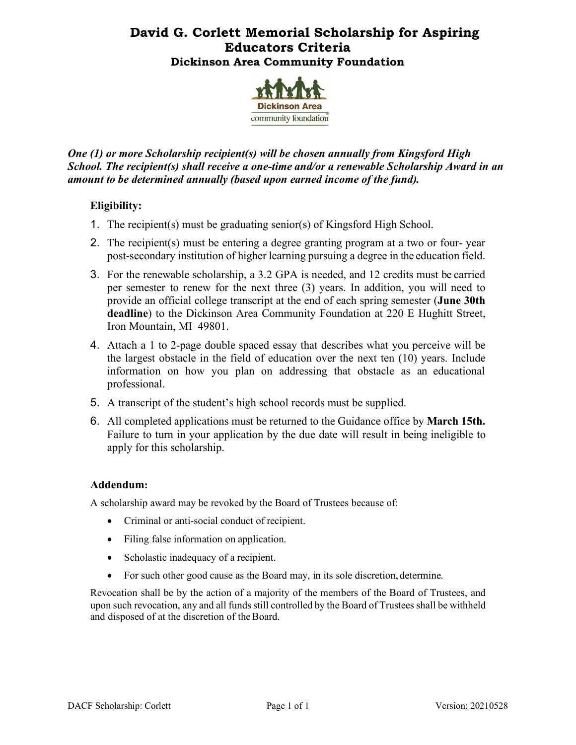# David G. Corlett Memorial Scholarship for Aspiring Educators Criteria

## Dickinson Area Community Foundation

***One (1) or more Scholarship recipient(s) will be chosen annually from Kingsford High School. The recipient(s) shall receive a one-time and/or a renewable Scholarship Award in an amount to be determined annually (based upon earned income of the fund).***

### Eligibility:

1. The recipient(s) must be graduating senior(s) of Kingsford High School.
2. The recipient(s) must be entering a degree granting program at a two or four- year post-secondary institution of higher learning pursuing a degree in the education field.
3. For the renewable scholarship, a 3.2 GPA is needed, and 12 credits must be carried per semester to renew for the next three (3) years. In addition, you will need to provide an official college transcript at the end of each spring semester (**June 30th deadline**) to the Dickinson Area Community Foundation at 220 E Hughitt Street, Iron Mountain, MI 49801.
4. Attach a 1 to 2-page double spaced essay that describes what you perceive will be the largest obstacle in the field of education over the next ten (10) years. Include information on how you plan on addressing that obstacle as an educational professional.
5. A transcript of the student's high school records must be supplied.
6. All completed applications must be returned to the Guidance office by **March 15th.** Failure to turn in your application by the due date will result in being ineligible to apply for this scholarship.

### Addendum:

A scholarship award may be revoked by the Board of Trustees because of:

- Criminal or anti-social conduct of recipient.
- Filing false information on application.
- Scholastic inadequacy of a recipient.
- For such other good cause as the Board may, in its sole discretion, determine.

Revocation shall be by the action of a majority of the members of the Board of Trustees, and upon such revocation, any and all funds still controlled by the Board of Trustees shall be withheld and disposed of at the discretion of the Board.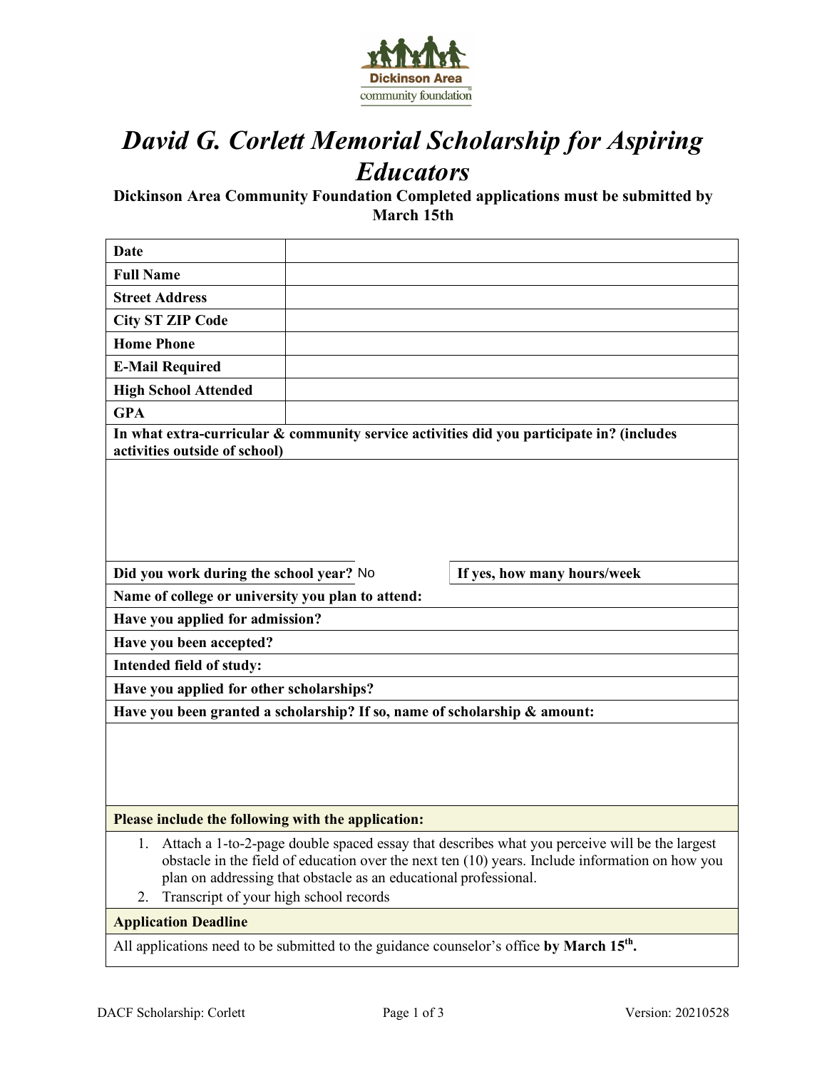Dickinson Area community foundation

# *David G. Corlett Memorial Scholarship for Aspiring Educators*

**Dickinson Area Community Foundation Completed applications must be submitted by March 15th**

| | |
|---|---|
| **Date** | |
| **Full Name** | |
| **Street Address** | |
| **City ST ZIP Code** | |
| **Home Phone** | |
| **E-Mail Required** | |
| **High School Attended** | |
| **GPA** | |

**In what extra-curricular & community service activities did you participate in? (includes activities outside of school)**

| | |
|---|---|
| **Did you work during the school year?** No | **If yes, how many hours/week** |

**Name of college or university you plan to attend:**

**Have you applied for admission?**

**Have you been accepted?**

**Intended field of study:**

**Have you applied for other scholarships?**

**Have you been granted a scholarship? If so, name of scholarship & amount:**

**Please include the following with the application:**

1. Attach a 1-to-2-page double spaced essay that describes what you perceive will be the largest obstacle in the field of education over the next ten (10) years. Include information on how you plan on addressing that obstacle as an educational professional.
2. Transcript of your high school records

**Application Deadline**

All applications need to be submitted to the guidance counselor's office **by March 15th.**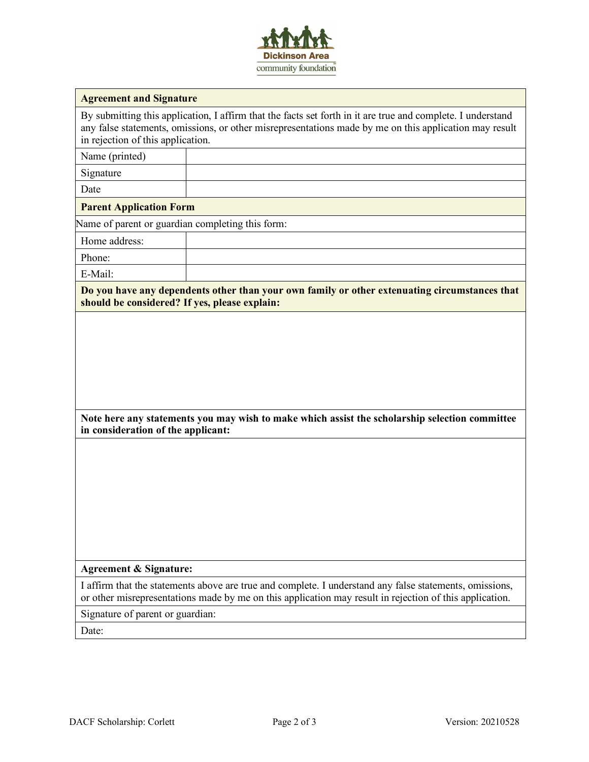Dickinson Area community foundation

## Agreement and Signature

By submitting this application, I affirm that the facts set forth in it are true and complete. I understand any false statements, omissions, or other misrepresentations made by me on this application may result in rejection of this application.

| | |
|---|---|
| Name (printed) | |
| Signature | |
| Date | |

## Parent Application Form

Name of parent or guardian completing this form:

| | |
|---|---|
| Home address: | |
| Phone: | |
| E-Mail: | |

**Do you have any dependents other than your own family or other extenuating circumstances that should be considered? If yes, please explain:**

**Note here any statements you may wish to make which assist the scholarship selection committee in consideration of the applicant:**

**Agreement & Signature:**

I affirm that the statements above are true and complete. I understand any false statements, omissions, or other misrepresentations made by me on this application may result in rejection of this application.

Signature of parent or guardian:

Date: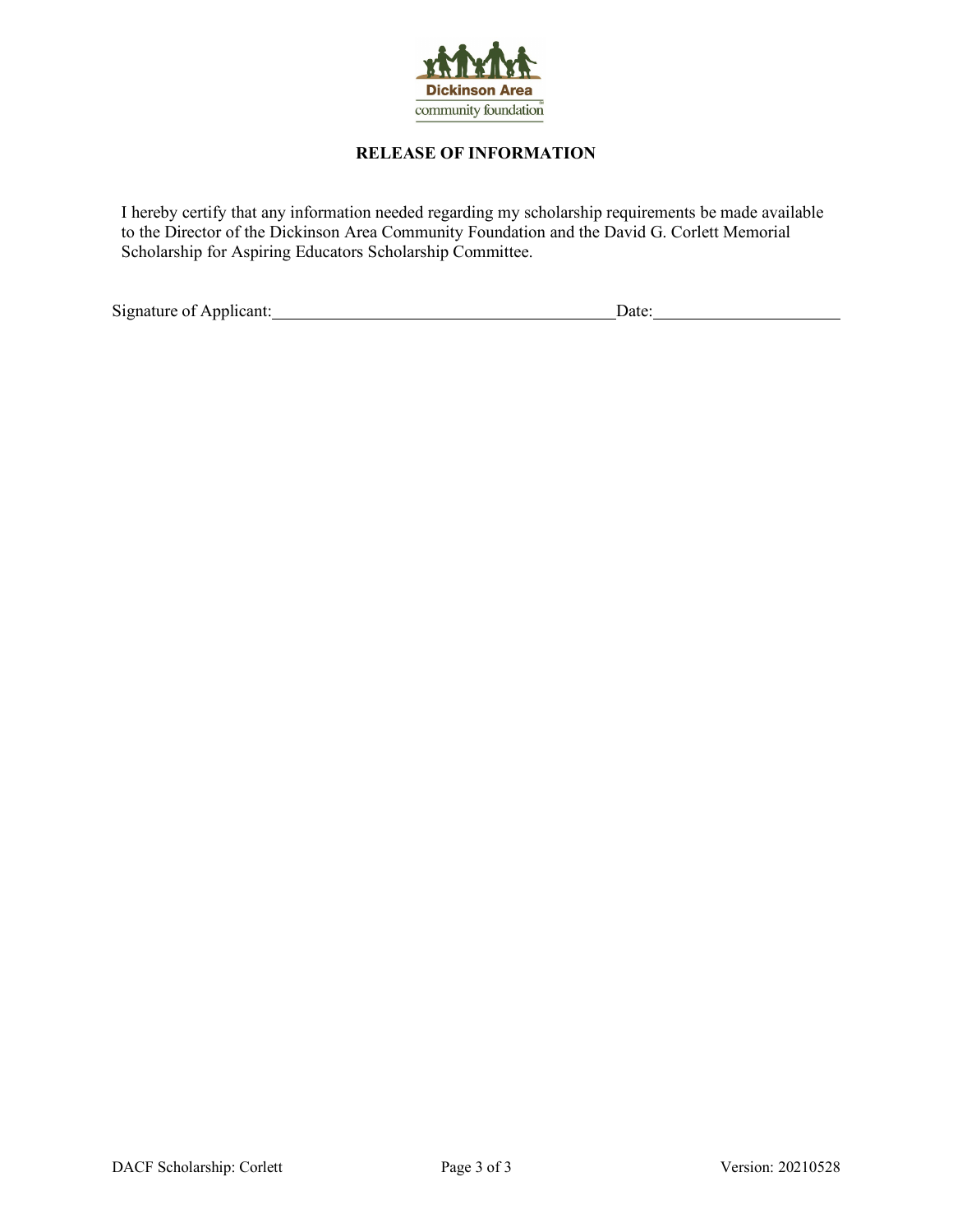Dickinson Area
community foundation

**RELEASE OF INFORMATION**

I hereby certify that any information needed regarding my scholarship requirements be made available to the Director of the Dickinson Area Community Foundation and the David G. Corlett Memorial Scholarship for Aspiring Educators Scholarship Committee.

Signature of Applicant:________________________________________Date:______________________